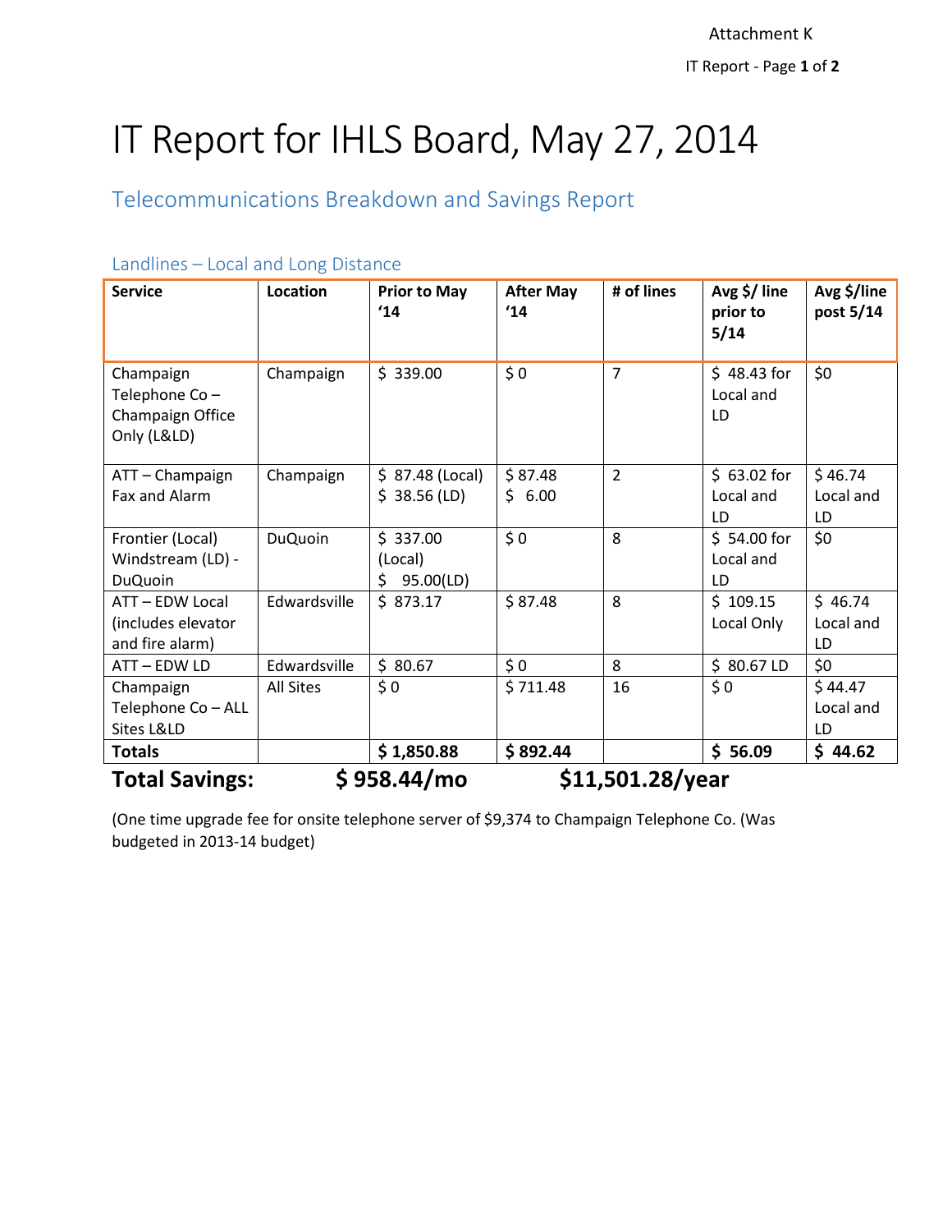Attachment K

# IT Report for IHLS Board, May 27, 2014

## Telecommunications Breakdown and Savings Report

### Landlines – Local and Long Distance

| Service | Location | Prior to May '14 | After May '14 | # of lines | Avg $/ line prior to 5/14 | Avg $/line post 5/14 |
|---|---|---|---|---|---|---|
| Champaign Telephone Co – Champaign Office Only (L&LD) | Champaign | $ 339.00 | $ 0 | 7 | $ 48.43 for Local and LD | $0 |
| ATT – Champaign Fax and Alarm | Champaign | $ 87.48 (Local)<br>$ 38.56 (LD) | $ 87.48<br>$ 6.00 | 2 | $ 63.02 for Local and LD | $ 46.74 Local and LD |
| Frontier (Local) Windstream (LD) - DuQuoin | DuQuoin | $ 337.00 (Local)<br>$ 95.00(LD) | $ 0 | 8 | $ 54.00 for Local and LD | $0 |
| ATT – EDW Local (includes elevator and fire alarm) | Edwardsville | $ 873.17 | $ 87.48 | 8 | $ 109.15 Local Only | $ 46.74 Local and LD |
| ATT – EDW LD | Edwardsville | $ 80.67 | $ 0 | 8 | $ 80.67 LD | $0 |
| Champaign Telephone Co – ALL Sites L&LD | All Sites | $ 0 | $ 711.48 | 16 | $ 0 | $ 44.47 Local and LD |
| **Totals** | | **$ 1,850.88** | **$ 892.44** | | **$ 56.09** | **$ 44.62** |

**Total Savings: $ 958.44/mo $11,501.28/year**

(One time upgrade fee for onsite telephone server of $9,374 to Champaign Telephone Co. (Was budgeted in 2013-14 budget)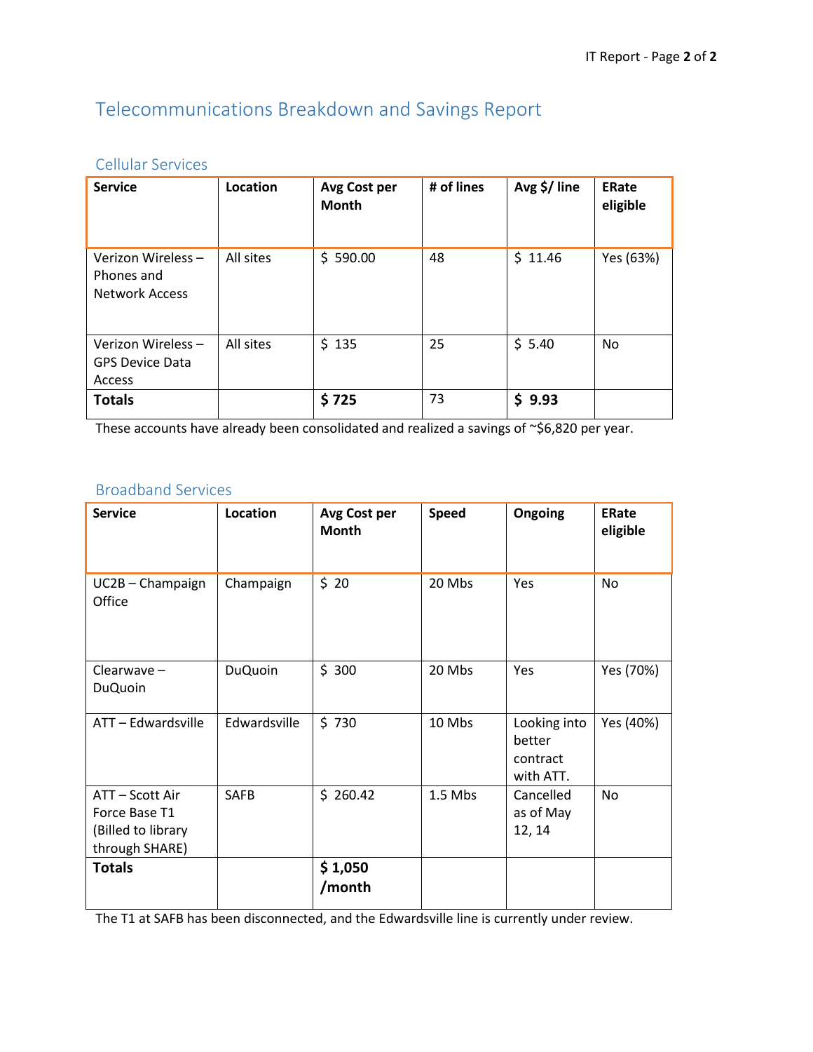# Telecommunications Breakdown and Savings Report

## Cellular Services

| Service | Location | Avg Cost per Month | # of lines | Avg $/ line | ERate eligible |
|---|---|---|---|---|---|
| Verizon Wireless – Phones and Network Access | All sites | $ 590.00 | 48 | $ 11.46 | Yes (63%) |
| Verizon Wireless – GPS Device Data Access | All sites | $ 135 | 25 | $ 5.40 | No |
| **Totals** | | **$ 725** | 73 | **$ 9.93** | |

These accounts have already been consolidated and realized a savings of ~$6,820 per year.

## Broadband Services

| Service | Location | Avg Cost per Month | Speed | Ongoing | ERate eligible |
|---|---|---|---|---|---|
| UC2B – Champaign Office | Champaign | $ 20 | 20 Mbs | Yes | No |
| Clearwave – DuQuoin | DuQuoin | $ 300 | 20 Mbs | Yes | Yes (70%) |
| ATT – Edwardsville | Edwardsville | $ 730 | 10 Mbs | Looking into better contract with ATT. | Yes (40%) |
| ATT – Scott Air Force Base T1 (Billed to library through SHARE) | SAFB | $ 260.42 | 1.5 Mbs | Cancelled as of May 12, 14 | No |
| **Totals** | | **$ 1,050 /month** | | | |

The T1 at SAFB has been disconnected, and the Edwardsville line is currently under review.